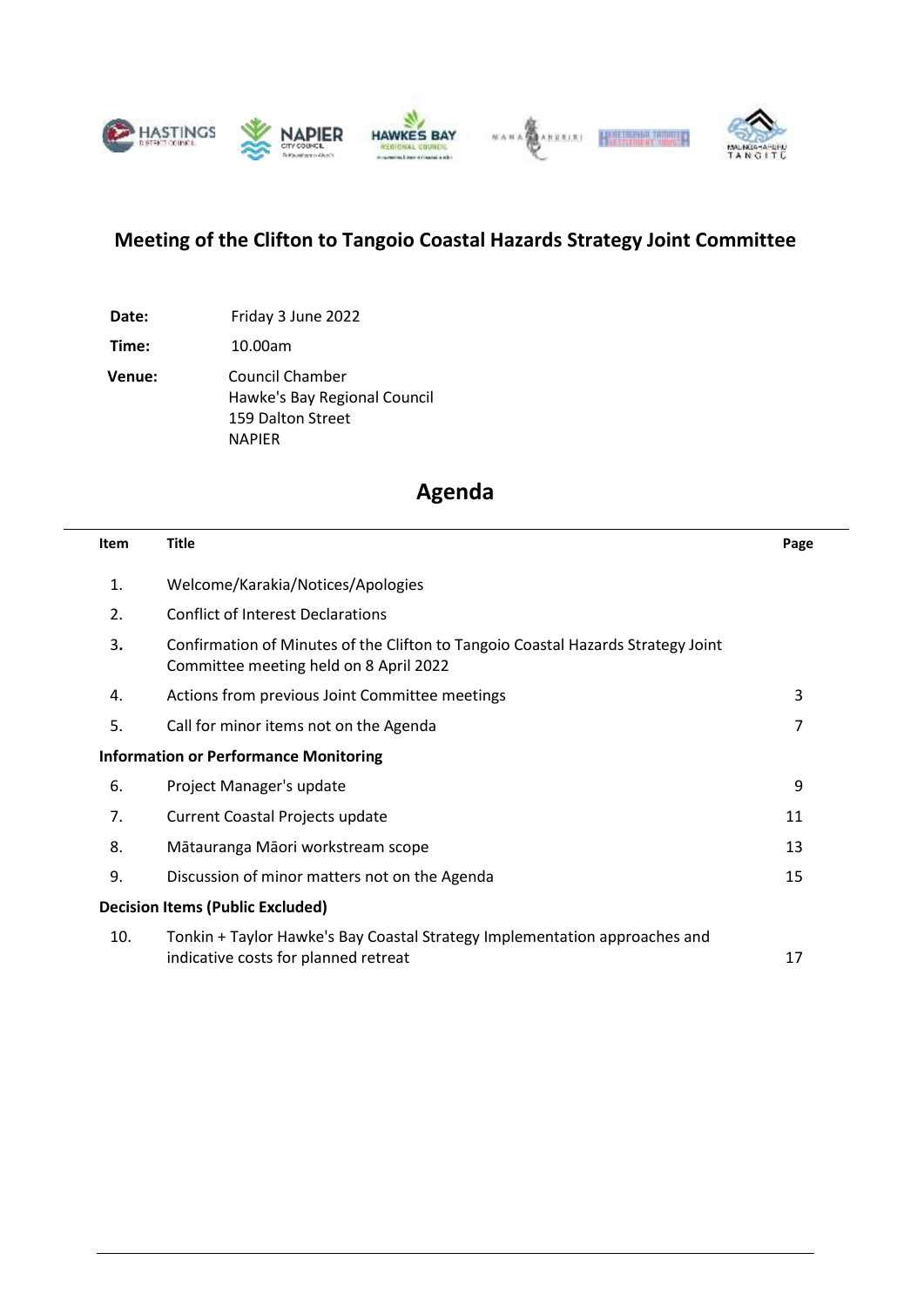# Meeting of the Clifton to Tangoio Coastal Hazards Strategy Joint Committee

**Date:** Friday 3 June 2022

**Time:** 10.00am

**Venue:** Council Chamber
Hawke's Bay Regional Council
159 Dalton Street
NAPIER

## Agenda

| Item | Title | Page |
|---|---|---|
| 1. | Welcome/Karakia/Notices/Apologies | |
| 2. | Conflict of Interest Declarations | |
| 3. | Confirmation of Minutes of the Clifton to Tangoio Coastal Hazards Strategy Joint Committee meeting held on 8 April 2022 | |
| 4. | Actions from previous Joint Committee meetings | 3 |
| 5. | Call for minor items not on the Agenda | 7 |
| **Information or Performance Monitoring** | | |
| 6. | Project Manager's update | 9 |
| 7. | Current Coastal Projects update | 11 |
| 8. | Mātauranga Māori workstream scope | 13 |
| 9. | Discussion of minor matters not on the Agenda | 15 |
| **Decision Items (Public Excluded)** | | |
| 10. | Tonkin + Taylor Hawke's Bay Coastal Strategy Implementation approaches and indicative costs for planned retreat | 17 |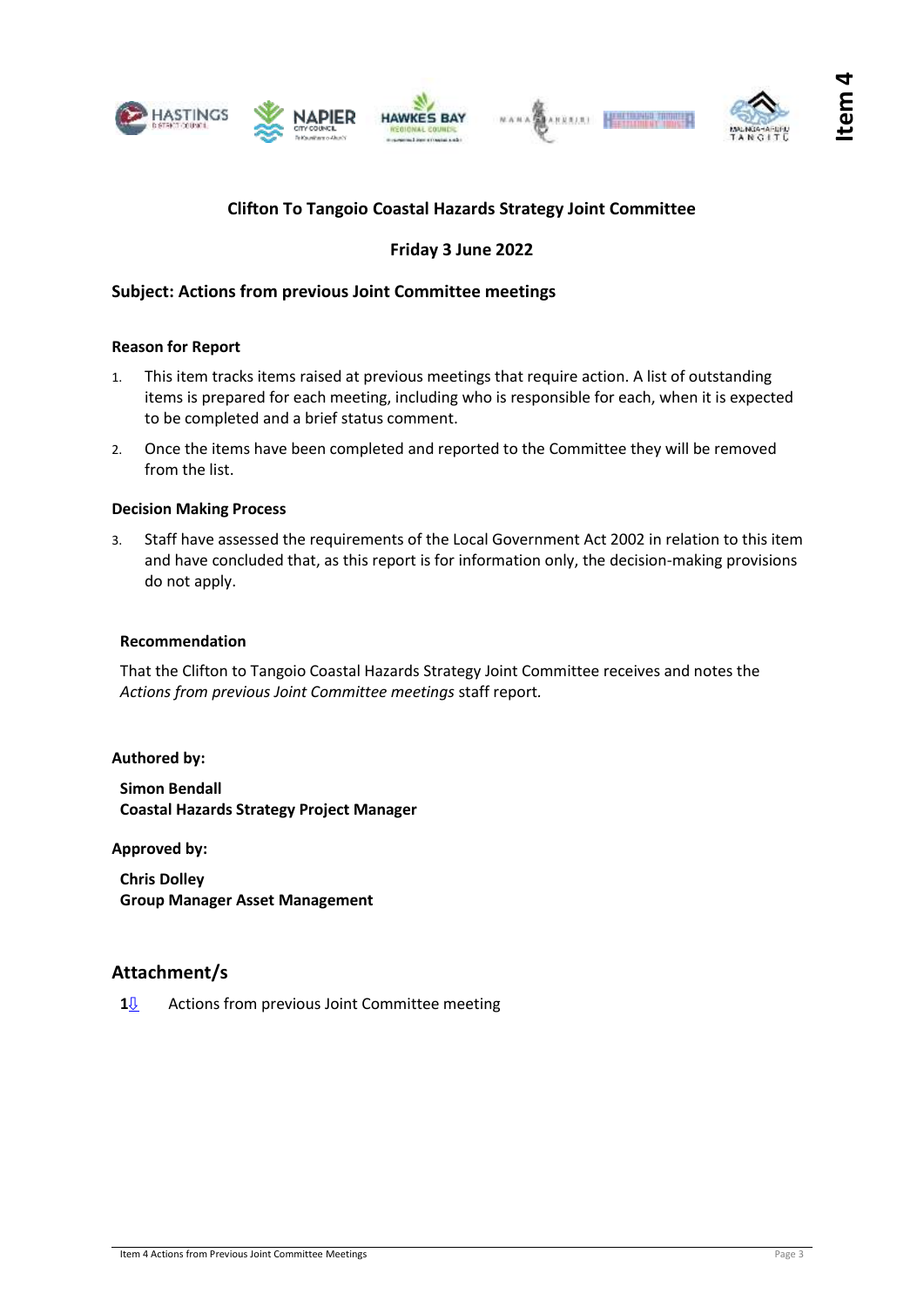**Item 4**

## Clifton To Tangoio Coastal Hazards Strategy Joint Committee

### Friday 3 June 2022

### Subject: Actions from previous Joint Committee meetings

#### Reason for Report

1. This item tracks items raised at previous meetings that require action. A list of outstanding items is prepared for each meeting, including who is responsible for each, when it is expected to be completed and a brief status comment.
2. Once the items have been completed and reported to the Committee they will be removed from the list.

#### Decision Making Process

3. Staff have assessed the requirements of the Local Government Act 2002 in relation to this item and have concluded that, as this report is for information only, the decision-making provisions do not apply.

#### Recommendation

That the Clifton to Tangoio Coastal Hazards Strategy Joint Committee receives and notes the *Actions from previous Joint Committee meetings* staff report.

**Authored by:**

**Simon Bendall**
**Coastal Hazards Strategy Project Manager**

**Approved by:**

**Chris Dolley**
**Group Manager Asset Management**

## Attachment/s

**1⇩** Actions from previous Joint Committee meeting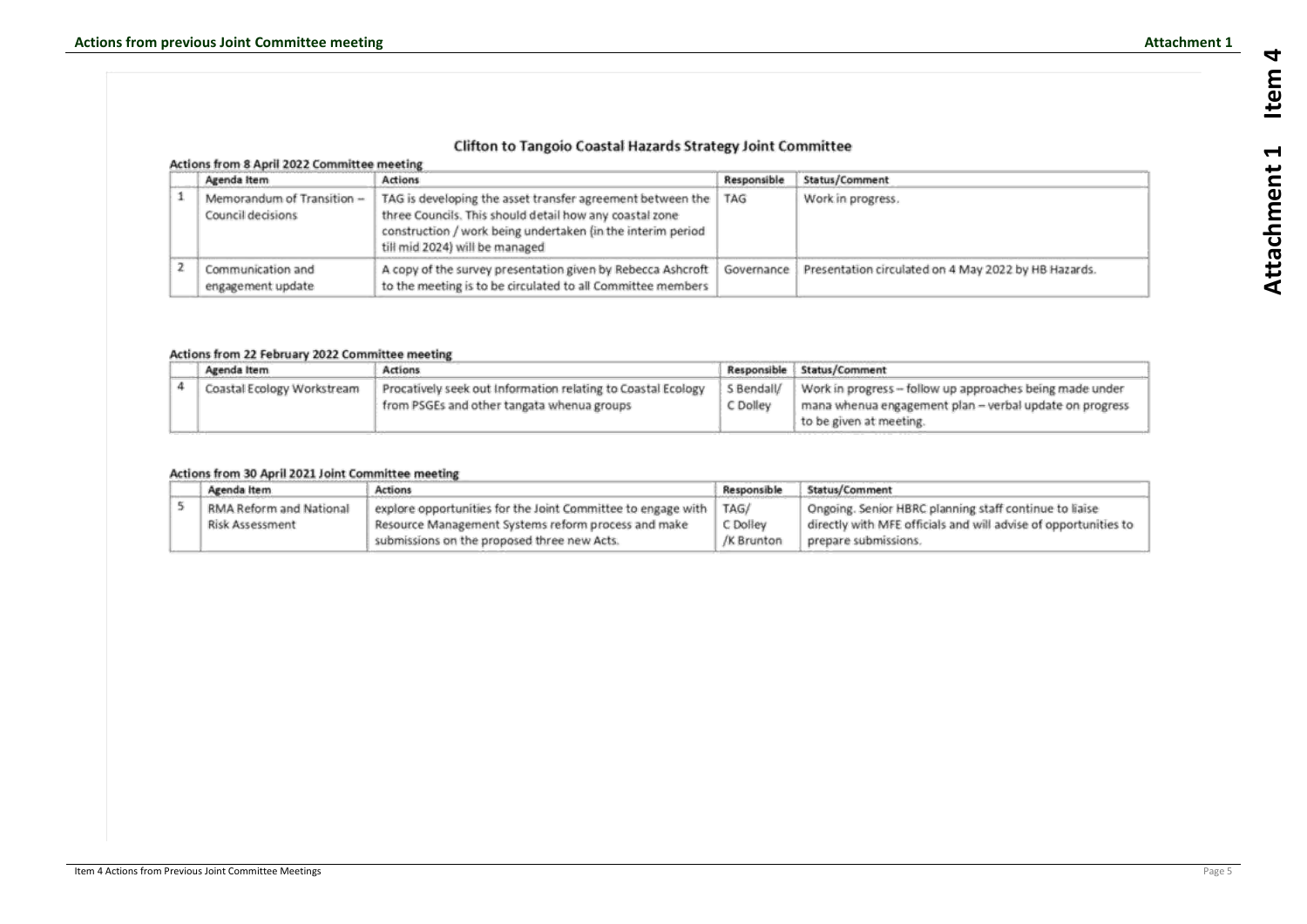# Clifton to Tangoio Coastal Hazards Strategy Joint Committee

## Actions from 8 April 2022 Committee meeting

| | Agenda Item | Actions | Responsible | Status/Comment |
|---|---|---|---|---|
| 1 | Memorandum of Transition – Council decisions | TAG is developing the asset transfer agreement between the three Councils. This should detail how any coastal zone construction / work being undertaken (in the interim period till mid 2024) will be managed | TAG | Work in progress. |
| 2 | Communication and engagement update | A copy of the survey presentation given by Rebecca Ashcroft to the meeting is to be circulated to all Committee members | Governance | Presentation circulated on 4 May 2022 by HB Hazards. |

## Actions from 22 February 2022 Committee meeting

| | Agenda Item | Actions | Responsible | Status/Comment |
|---|---|---|---|---|
| 4 | Coastal Ecology Workstream | Procatively seek out Information relating to Coastal Ecology from PSGEs and other tangata whenua groups | S Bendall/ C Dolley | Work in progress – follow up approaches being made under mana whenua engagement plan – verbal update on progress to be given at meeting. |

## Actions from 30 April 2021 Joint Committee meeting

| | Agenda Item | Actions | Responsible | Status/Comment |
|---|---|---|---|---|
| 5 | RMA Reform and National Risk Assessment | explore opportunities for the Joint Committee to engage with Resource Management Systems reform process and make submissions on the proposed three new Acts. | TAG/ C Dolley /K Brunton | Ongoing. Senior HBRC planning staff continue to liaise directly with MFE officials and will advise of opportunities to prepare submissions. |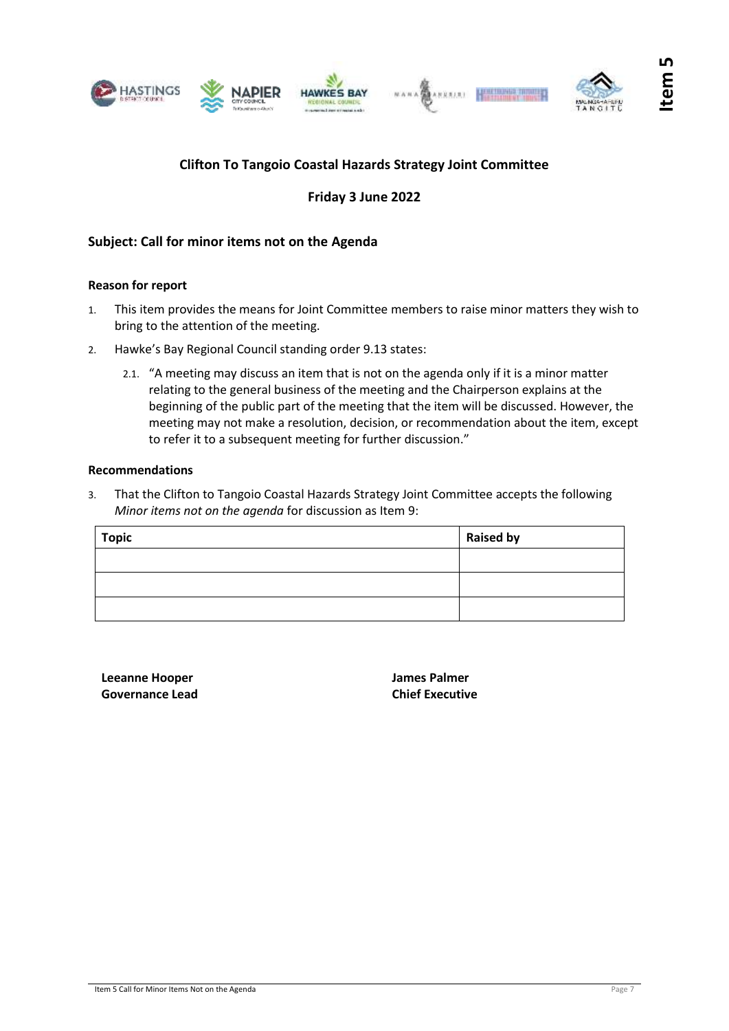# Clifton To Tangoio Coastal Hazards Strategy Joint Committee

**Friday 3 June 2022**

## Subject: Call for minor items not on the Agenda

### Reason for report

1. This item provides the means for Joint Committee members to raise minor matters they wish to bring to the attention of the meeting.
2. Hawke's Bay Regional Council standing order 9.13 states:
   2.1. "A meeting may discuss an item that is not on the agenda only if it is a minor matter relating to the general business of the meeting and the Chairperson explains at the beginning of the public part of the meeting that the item will be discussed. However, the meeting may not make a resolution, decision, or recommendation about the item, except to refer it to a subsequent meeting for further discussion."

### Recommendations

3. That the Clifton to Tangoio Coastal Hazards Strategy Joint Committee accepts the following *Minor items not on the agenda* for discussion as Item 9:

| Topic | Raised by |
|---|---|
| | |
| | |
| | |

**Leeanne Hooper**
**Governance Lead**

**James Palmer**
**Chief Executive**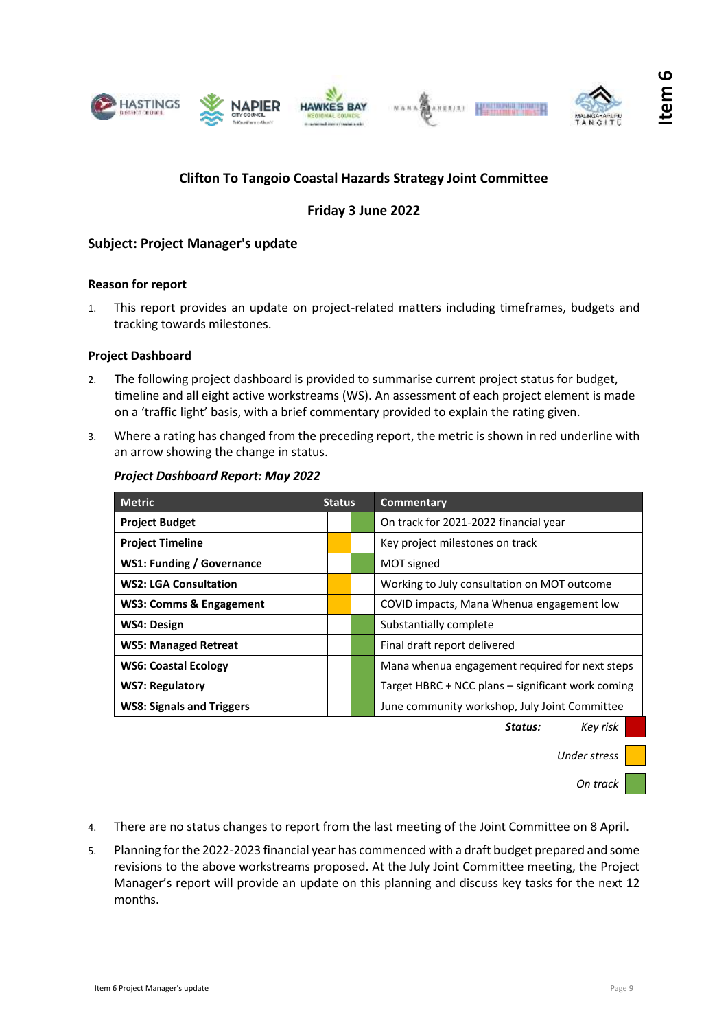## Clifton To Tangoio Coastal Hazards Strategy Joint Committee

**Friday 3 June 2022**

### Subject: Project Manager's update

#### Reason for report

1. This report provides an update on project-related matters including timeframes, budgets and tracking towards milestones.

#### Project Dashboard

2. The following project dashboard is provided to summarise current project status for budget, timeline and all eight active workstreams (WS). An assessment of each project element is made on a 'traffic light' basis, with a brief commentary provided to explain the rating given.

3. Where a rating has changed from the preceding report, the metric is shown in red underline with an arrow showing the change in status.

***Project Dashboard Report: May 2022***

| Metric | Status | | | Commentary |
|---|---|---|---|---|
| **Project Budget** | | | On track | On track for 2021-2022 financial year |
| **Project Timeline** | | Under stress | | Key project milestones on track |
| **WS1: Funding / Governance** | | | On track | MOT signed |
| **WS2: LGA Consultation** | | Under stress | | Working to July consultation on MOT outcome |
| **WS3: Comms & Engagement** | | Under stress | | COVID impacts, Mana Whenua engagement low |
| **WS4: Design** | | | On track | Substantially complete |
| **WS5: Managed Retreat** | | | On track | Final draft report delivered |
| **WS6: Coastal Ecology** | | | On track | Mana whenua engagement required for next steps |
| **WS7: Regulatory** | | | On track | Target HBRC + NCC plans – significant work coming |
| **WS8: Signals and Triggers** | | | On track | June community workshop, July Joint Committee |

***Status:*** *Key risk* (red) · *Under stress* (amber) · *On track* (green)

4. There are no status changes to report from the last meeting of the Joint Committee on 8 April.

5. Planning for the 2022-2023 financial year has commenced with a draft budget prepared and some revisions to the above workstreams proposed. At the July Joint Committee meeting, the Project Manager's report will provide an update on this planning and discuss key tasks for the next 12 months.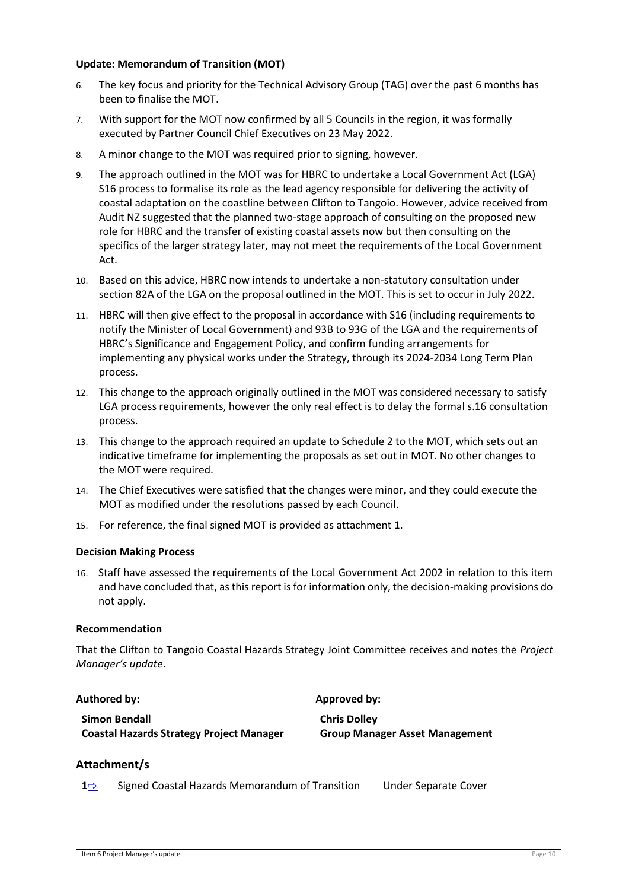**Update: Memorandum of Transition (MOT)**

6. The key focus and priority for the Technical Advisory Group (TAG) over the past 6 months has been to finalise the MOT.
7. With support for the MOT now confirmed by all 5 Councils in the region, it was formally executed by Partner Council Chief Executives on 23 May 2022.
8. A minor change to the MOT was required prior to signing, however.
9. The approach outlined in the MOT was for HBRC to undertake a Local Government Act (LGA) S16 process to formalise its role as the lead agency responsible for delivering the activity of coastal adaptation on the coastline between Clifton to Tangoio. However, advice received from Audit NZ suggested that the planned two-stage approach of consulting on the proposed new role for HBRC and the transfer of existing coastal assets now but then consulting on the specifics of the larger strategy later, may not meet the requirements of the Local Government Act.
10. Based on this advice, HBRC now intends to undertake a non-statutory consultation under section 82A of the LGA on the proposal outlined in the MOT. This is set to occur in July 2022.
11. HBRC will then give effect to the proposal in accordance with S16 (including requirements to notify the Minister of Local Government) and 93B to 93G of the LGA and the requirements of HBRC's Significance and Engagement Policy, and confirm funding arrangements for implementing any physical works under the Strategy, through its 2024-2034 Long Term Plan process.
12. This change to the approach originally outlined in the MOT was considered necessary to satisfy LGA process requirements, however the only real effect is to delay the formal s.16 consultation process.
13. This change to the approach required an update to Schedule 2 to the MOT, which sets out an indicative timeframe for implementing the proposals as set out in MOT. No other changes to the MOT were required.
14. The Chief Executives were satisfied that the changes were minor, and they could execute the MOT as modified under the resolutions passed by each Council.
15. For reference, the final signed MOT is provided as attachment 1.

**Decision Making Process**

16. Staff have assessed the requirements of the Local Government Act 2002 in relation to this item and have concluded that, as this report is for information only, the decision-making provisions do not apply.

**Recommendation**

That the Clifton to Tangoio Coastal Hazards Strategy Joint Committee receives and notes the *Project Manager's update*.

| **Authored by:** | **Approved by:** |
| --- | --- |
| **Simon Bendall** | **Chris Dolley** |
| **Coastal Hazards Strategy Project Manager** | **Group Manager Asset Management** |

## Attachment/s

| | | |
| --- | --- | --- |
| **1**⇨ | Signed Coastal Hazards Memorandum of Transition | Under Separate Cover |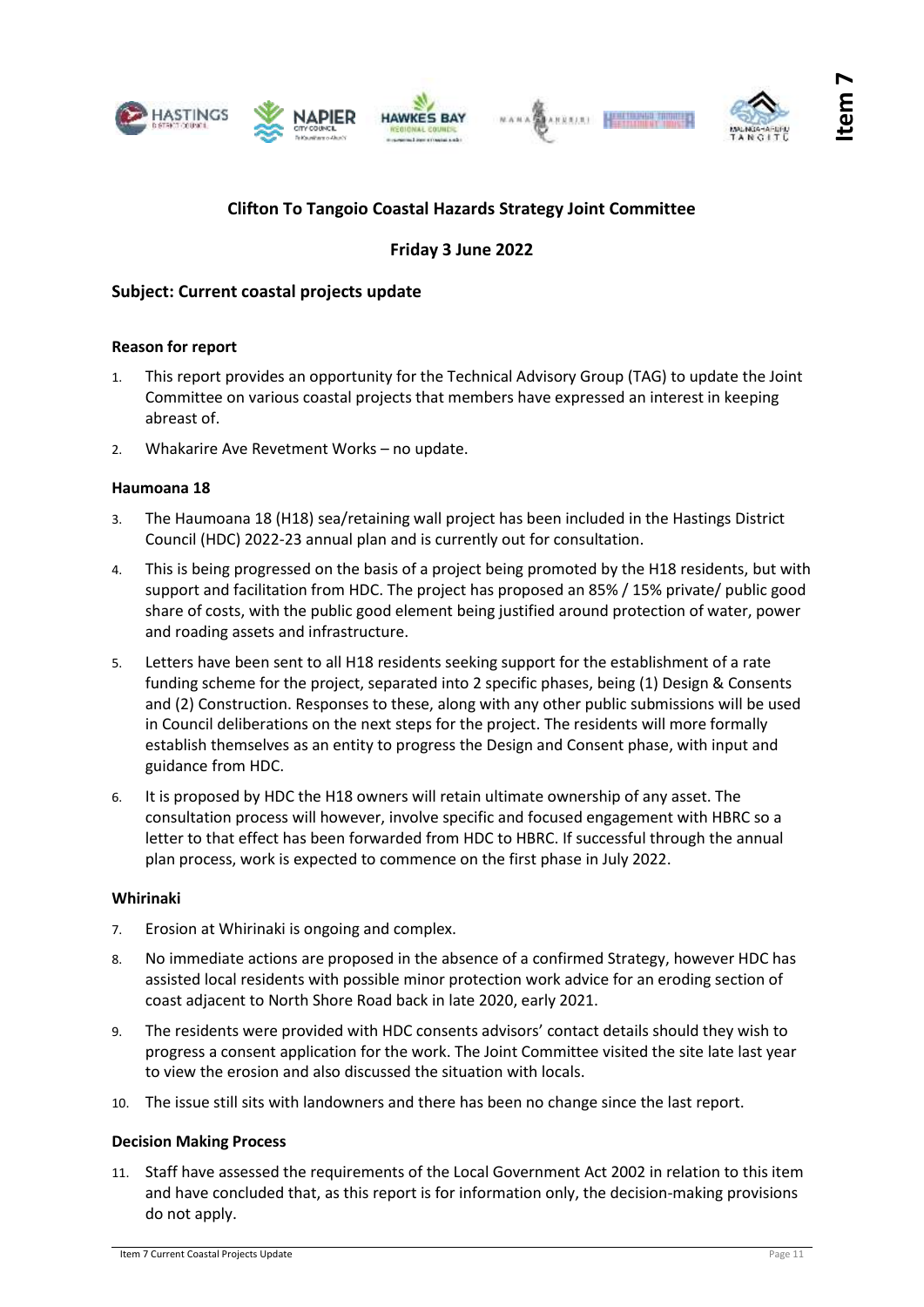# Clifton To Tangoio Coastal Hazards Strategy Joint Committee

## Friday 3 June 2022

## Subject: Current coastal projects update

### Reason for report

1. This report provides an opportunity for the Technical Advisory Group (TAG) to update the Joint Committee on various coastal projects that members have expressed an interest in keeping abreast of.
2. Whakarire Ave Revetment Works – no update.

### Haumoana 18

3. The Haumoana 18 (H18) sea/retaining wall project has been included in the Hastings District Council (HDC) 2022-23 annual plan and is currently out for consultation.
4. This is being progressed on the basis of a project being promoted by the H18 residents, but with support and facilitation from HDC. The project has proposed an 85% / 15% private/ public good share of costs, with the public good element being justified around protection of water, power and roading assets and infrastructure.
5. Letters have been sent to all H18 residents seeking support for the establishment of a rate funding scheme for the project, separated into 2 specific phases, being (1) Design & Consents and (2) Construction. Responses to these, along with any other public submissions will be used in Council deliberations on the next steps for the project. The residents will more formally establish themselves as an entity to progress the Design and Consent phase, with input and guidance from HDC.
6. It is proposed by HDC the H18 owners will retain ultimate ownership of any asset. The consultation process will however, involve specific and focused engagement with HBRC so a letter to that effect has been forwarded from HDC to HBRC. If successful through the annual plan process, work is expected to commence on the first phase in July 2022.

### Whirinaki

7. Erosion at Whirinaki is ongoing and complex.
8. No immediate actions are proposed in the absence of a confirmed Strategy, however HDC has assisted local residents with possible minor protection work advice for an eroding section of coast adjacent to North Shore Road back in late 2020, early 2021.
9. The residents were provided with HDC consents advisors' contact details should they wish to progress a consent application for the work. The Joint Committee visited the site late last year to view the erosion and also discussed the situation with locals.
10. The issue still sits with landowners and there has been no change since the last report.

### Decision Making Process

11. Staff have assessed the requirements of the Local Government Act 2002 in relation to this item and have concluded that, as this report is for information only, the decision-making provisions do not apply.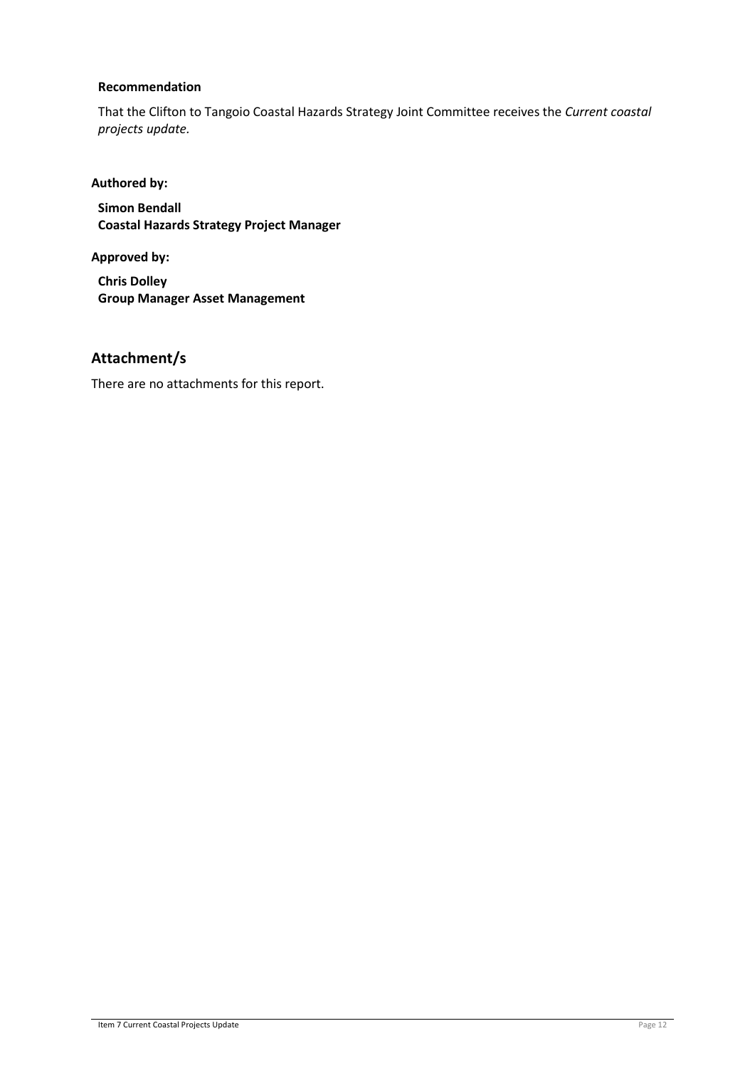**Recommendation**

That the Clifton to Tangoio Coastal Hazards Strategy Joint Committee receives the *Current coastal projects update.*

**Authored by:**

**Simon Bendall**
**Coastal Hazards Strategy Project Manager**

**Approved by:**

**Chris Dolley**
**Group Manager Asset Management**

## Attachment/s

There are no attachments for this report.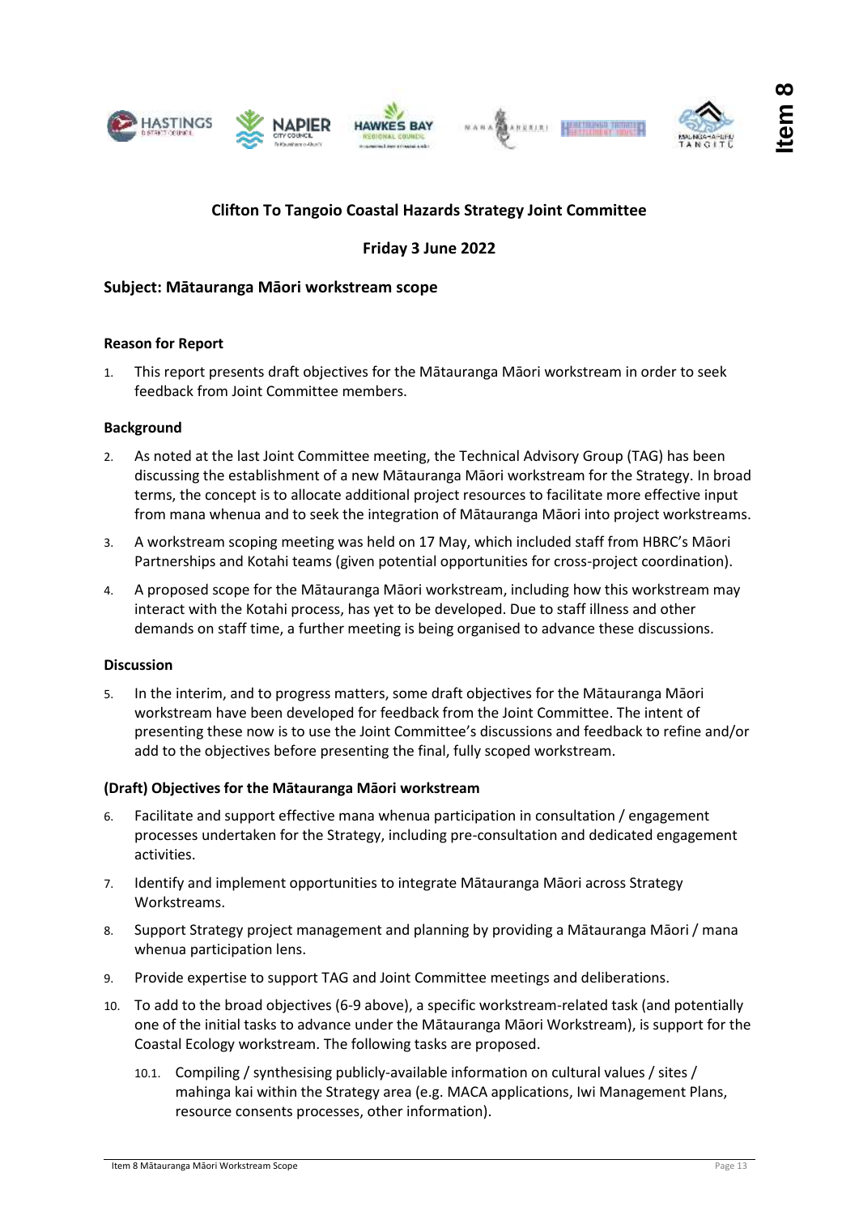**Clifton To Tangoio Coastal Hazards Strategy Joint Committee**

**Friday 3 June 2022**

## Subject: Mātauranga Māori workstream scope

### Reason for Report

1. This report presents draft objectives for the Mātauranga Māori workstream in order to seek feedback from Joint Committee members.

### Background

2. As noted at the last Joint Committee meeting, the Technical Advisory Group (TAG) has been discussing the establishment of a new Mātauranga Māori workstream for the Strategy. In broad terms, the concept is to allocate additional project resources to facilitate more effective input from mana whenua and to seek the integration of Mātauranga Māori into project workstreams.

3. A workstream scoping meeting was held on 17 May, which included staff from HBRC's Māori Partnerships and Kotahi teams (given potential opportunities for cross-project coordination).

4. A proposed scope for the Mātauranga Māori workstream, including how this workstream may interact with the Kotahi process, has yet to be developed. Due to staff illness and other demands on staff time, a further meeting is being organised to advance these discussions.

### Discussion

5. In the interim, and to progress matters, some draft objectives for the Mātauranga Māori workstream have been developed for feedback from the Joint Committee. The intent of presenting these now is to use the Joint Committee's discussions and feedback to refine and/or add to the objectives before presenting the final, fully scoped workstream.

### (Draft) Objectives for the Mātauranga Māori workstream

6. Facilitate and support effective mana whenua participation in consultation / engagement processes undertaken for the Strategy, including pre-consultation and dedicated engagement activities.

7. Identify and implement opportunities to integrate Mātauranga Māori across Strategy Workstreams.

8. Support Strategy project management and planning by providing a Mātauranga Māori / mana whenua participation lens.

9. Provide expertise to support TAG and Joint Committee meetings and deliberations.

10. To add to the broad objectives (6-9 above), a specific workstream-related task (and potentially one of the initial tasks to advance under the Mātauranga Māori Workstream), is support for the Coastal Ecology workstream. The following tasks are proposed.

    10.1. Compiling / synthesising publicly-available information on cultural values / sites / mahinga kai within the Strategy area (e.g. MACA applications, Iwi Management Plans, resource consents processes, other information).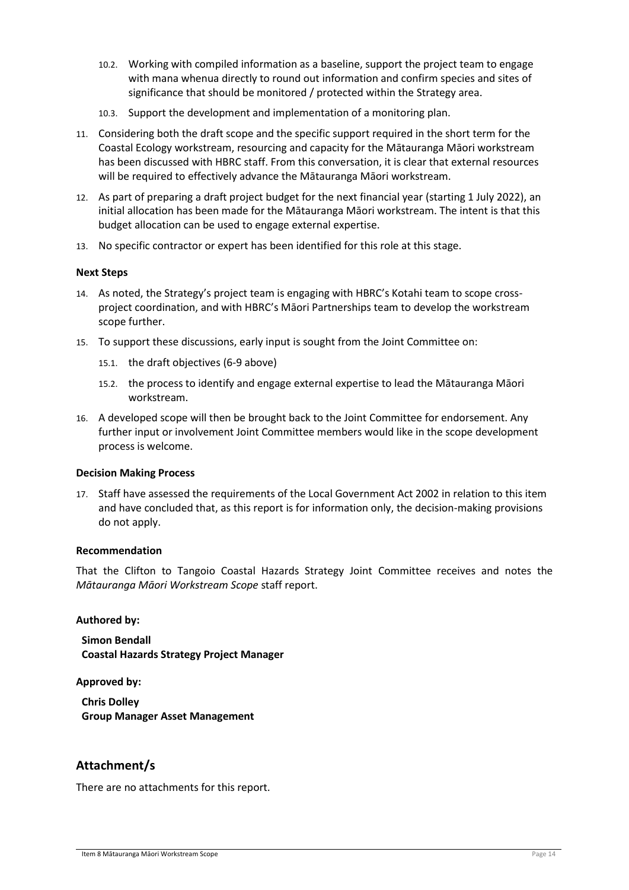10.2. Working with compiled information as a baseline, support the project team to engage with mana whenua directly to round out information and confirm species and sites of significance that should be monitored / protected within the Strategy area.

10.3. Support the development and implementation of a monitoring plan.

11. Considering both the draft scope and the specific support required in the short term for the Coastal Ecology workstream, resourcing and capacity for the Mātauranga Māori workstream has been discussed with HBRC staff. From this conversation, it is clear that external resources will be required to effectively advance the Mātauranga Māori workstream.

12. As part of preparing a draft project budget for the next financial year (starting 1 July 2022), an initial allocation has been made for the Mātauranga Māori workstream. The intent is that this budget allocation can be used to engage external expertise.

13. No specific contractor or expert has been identified for this role at this stage.

**Next Steps**

14. As noted, the Strategy's project team is engaging with HBRC's Kotahi team to scope cross-project coordination, and with HBRC's Māori Partnerships team to develop the workstream scope further.

15. To support these discussions, early input is sought from the Joint Committee on:

    15.1. the draft objectives (6-9 above)

    15.2. the process to identify and engage external expertise to lead the Mātauranga Māori workstream.

16. A developed scope will then be brought back to the Joint Committee for endorsement. Any further input or involvement Joint Committee members would like in the scope development process is welcome.

**Decision Making Process**

17. Staff have assessed the requirements of the Local Government Act 2002 in relation to this item and have concluded that, as this report is for information only, the decision-making provisions do not apply.

**Recommendation**

That the Clifton to Tangoio Coastal Hazards Strategy Joint Committee receives and notes the *Mātauranga Māori Workstream Scope* staff report.

**Authored by:**

**Simon Bendall**
**Coastal Hazards Strategy Project Manager**

**Approved by:**

**Chris Dolley**
**Group Manager Asset Management**

## Attachment/s

There are no attachments for this report.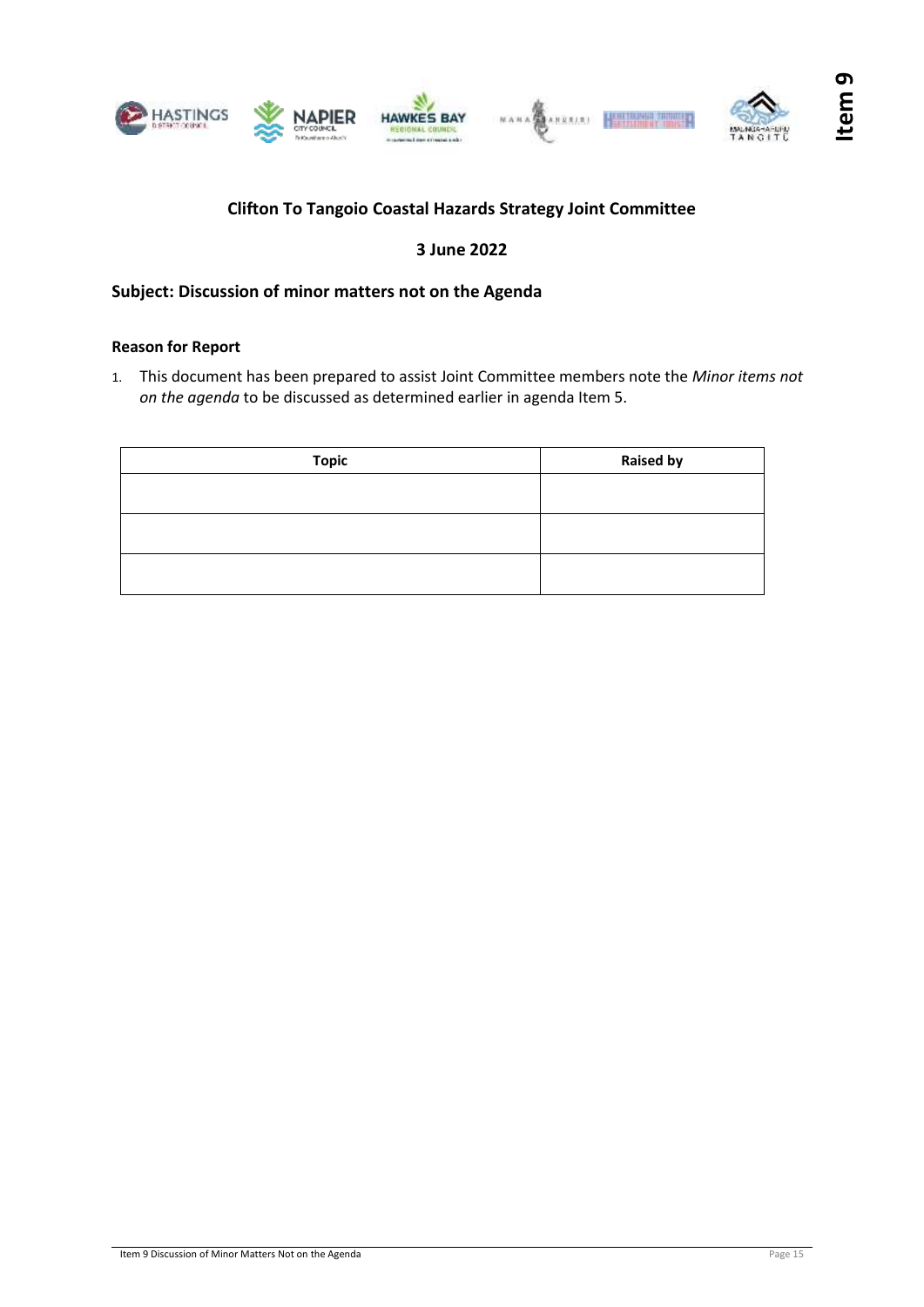**Clifton To Tangoio Coastal Hazards Strategy Joint Committee**

**3 June 2022**

## Subject: Discussion of minor matters not on the Agenda

### Reason for Report

1. This document has been prepared to assist Joint Committee members note the *Minor items not on the agenda* to be discussed as determined earlier in agenda Item 5.

| Topic | Raised by |
| --- | --- |
| | |
| | |
| | |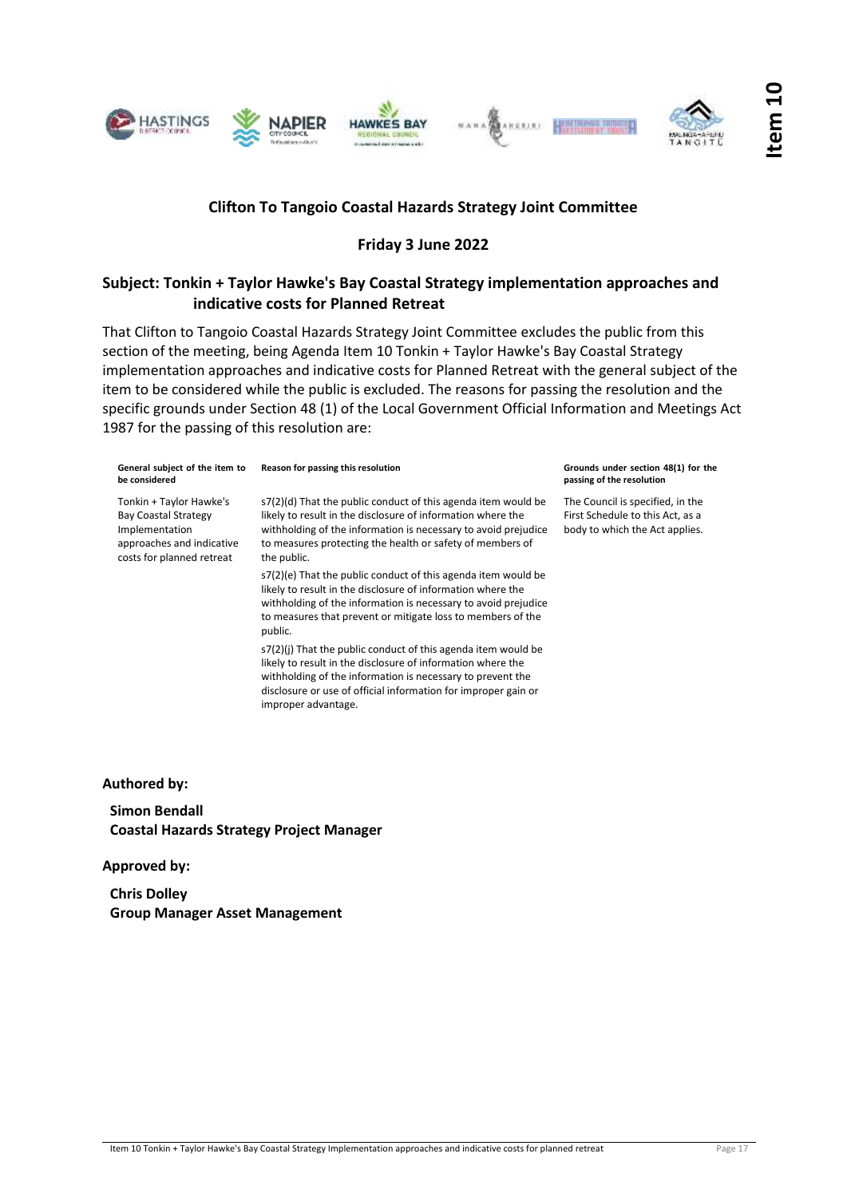Item 10

## Clifton To Tangoio Coastal Hazards Strategy Joint Committee

### Friday 3 June 2022

### Subject: Tonkin + Taylor Hawke's Bay Coastal Strategy implementation approaches and indicative costs for Planned Retreat

That Clifton to Tangoio Coastal Hazards Strategy Joint Committee excludes the public from this section of the meeting, being Agenda Item 10 Tonkin + Taylor Hawke's Bay Coastal Strategy implementation approaches and indicative costs for Planned Retreat with the general subject of the item to be considered while the public is excluded. The reasons for passing the resolution and the specific grounds under Section 48 (1) of the Local Government Official Information and Meetings Act 1987 for the passing of this resolution are:

| General subject of the item to be considered | Reason for passing this resolution | Grounds under section 48(1) for the passing of the resolution |
| --- | --- | --- |
| Tonkin + Taylor Hawke's Bay Coastal Strategy Implementation approaches and indicative costs for planned retreat | s7(2)(d) That the public conduct of this agenda item would be likely to result in the disclosure of information where the withholding of the information is necessary to avoid prejudice to measures protecting the health or safety of members of the public.<br><br>s7(2)(e) That the public conduct of this agenda item would be likely to result in the disclosure of information where the withholding of the information is necessary to avoid prejudice to measures that prevent or mitigate loss to members of the public.<br><br>s7(2)(j) That the public conduct of this agenda item would be likely to result in the disclosure of information where the withholding of the information is necessary to prevent the disclosure or use of official information for improper gain or improper advantage. | The Council is specified, in the First Schedule to this Act, as a body to which the Act applies. |

**Authored by:**

**Simon Bendall**
**Coastal Hazards Strategy Project Manager**

**Approved by:**

**Chris Dolley**
**Group Manager Asset Management**